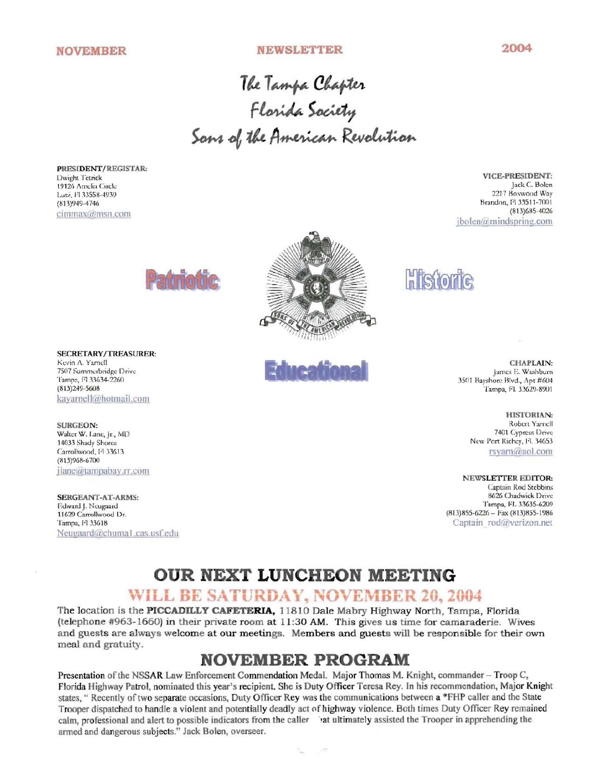NOVEMBER NEWSLETTER 2004

# The Tampa Chapter
# Florida Society
# Sons of the American Revolution

**PRESIDENT/REGISTAR:**
Dwight Tetrick
19126 Amelia Circle
Lutz, Fl 33558-4939
(813)949-4746
cimmax@msn.com

**VICE-PRESIDENT:**
Jack C. Bolen
2217 Boxwood Way
Brandon, Fl 33511-7001
(813)685-4026
jbolen@mindspring.com

Patriotic Historic Educational

**SECRETARY/TREASURER:**
Kevin A. Yarnell
7507 Summerbridge Drive
Tampa, Fl 33634-2260
(813)249-5608
kayarnell@hotmail.com

**CHAPLAIN:**
James E. Washburn
3501 Bayshore Blvd., Apt #604
Tampa, FL 33629-8901

**HISTORIAN:**
Robert Yarnell
7401 Cypress Drive
New Port Richey, FL 34653
rsyarn@aol.com

**SURGEON:**
Walter W. Lane, Jr., MD
14033 Shady Shores
Carrollwood, Fl 33613
(813)968-6700
jlane@tampabay.rr.com

**NEWSLETTER EDITOR:**
Captain Rod Stebbins
8626 Chadwick Drive
Tampa, FL 33635-6209
(813)855-6226 – Fax (813)855-1986
Captain_rod@verizon.net

**SERGEANT-AT-ARMS:**
Edward J. Neugaard
11629 Carrollwood Dr.
Tampa, Fl 33618
Neugaard@chuma1.cas.usf.edu

## OUR NEXT LUNCHEON MEETING

## WILL BE SATURDAY, NOVEMBER 20, 2004

The location is the **PICCADILLY CAFETERIA,** 11810 Dale Mabry Highway North, Tampa, Florida (telephone #963-1660) in their private room at 11:30 AM. This gives us time for camaraderie. Wives and guests are always welcome at our meetings. Members and guests will be responsible for their own meal and gratuity.

## NOVEMBER PROGRAM

Presentation of the NSSAR Law Enforcement Commendation Medal. Major Thomas M. Knight, commander – Troop C, Florida Highway Patrol, nominated this year's recipient. She is Duty Officer Teresa Rey. In his recommendation, Major Knight states, " Recently of two separate occasions, Duty Officer Rey was the communications between a *FHP caller and the State Trooper dispatched to handle a violent and potentially deadly act of highway violence. Both times Duty Officer Rey remained calm, professional and alert to possible indicators from the caller that ultimately assisted the Trooper in apprehending the armed and dangerous subjects." Jack Bolen, overseer.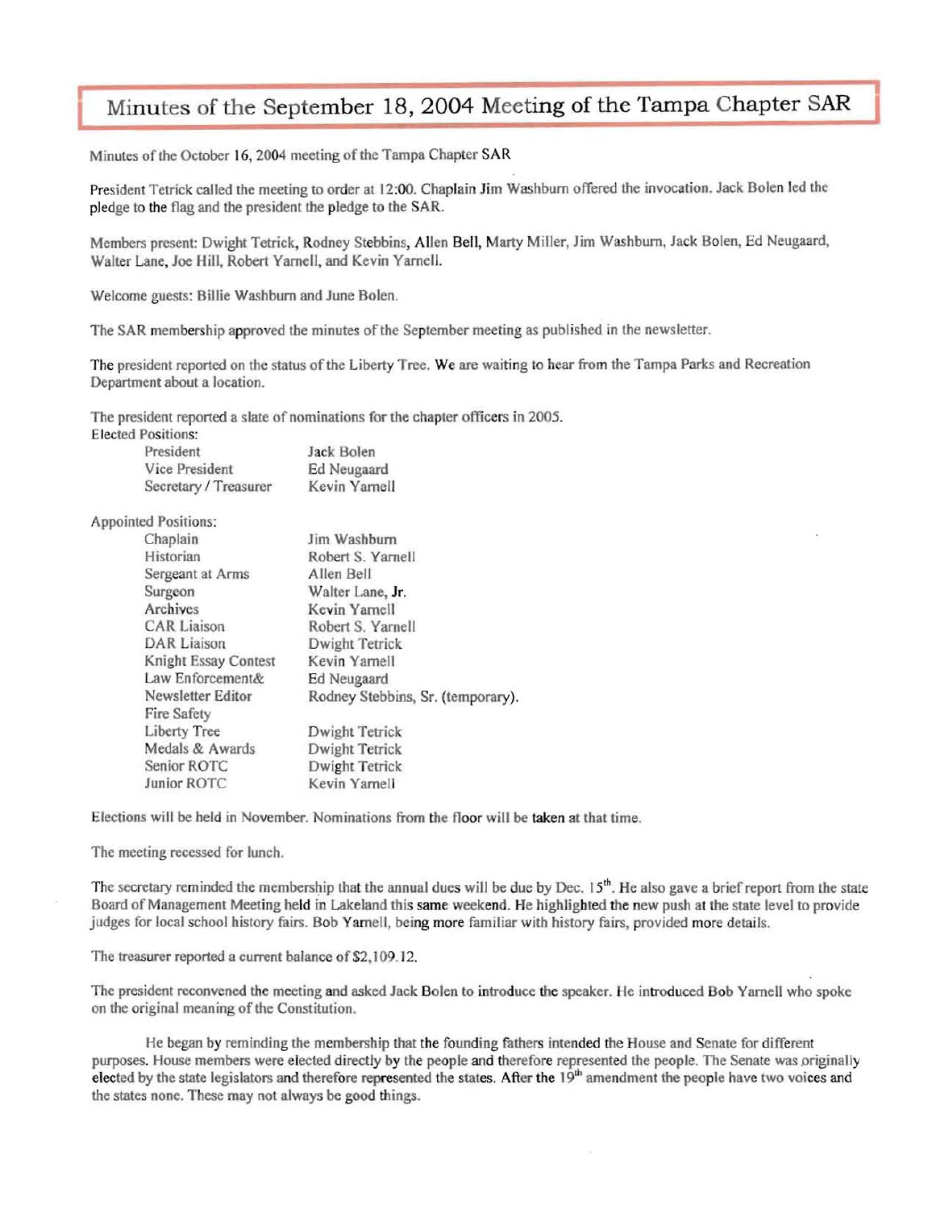# Minutes of the September 18, 2004 Meeting of the Tampa Chapter SAR

Minutes of the October 16, 2004 meeting of the Tampa Chapter SAR

President Tetrick called the meeting to order at 12:00. Chaplain Jim Washburn offered the invocation. Jack Bolen led the pledge to the flag and the president the pledge to the SAR.

Members present: Dwight Tetrick, Rodney Stebbins, Allen Bell, Marty Miller, Jim Washburn, Jack Bolen, Ed Neugaard, Walter Lane, Joe Hill, Robert Yarnell, and Kevin Yarnell.

Welcome guests: Billie Washburn and June Bolen.

The SAR membership approved the minutes of the September meeting as published in the newsletter.

The president reported on the status of the Liberty Tree. We are waiting to hear from the Tampa Parks and Recreation Department about a location.

The president reported a slate of nominations for the chapter officers in 2005.

Elected Positions:

| | |
|---|---|
| President | Jack Bolen |
| Vice President | Ed Neugaard |
| Secretary / Treasurer | Kevin Yarnell |

Appointed Positions:

| | |
|---|---|
| Chaplain | Jim Washburn |
| Historian | Robert S. Yarnell |
| Sergeant at Arms | Allen Bell |
| Surgeon | Walter Lane, Jr. |
| Archives | Kevin Yarnell |
| CAR Liaison | Robert S. Yarnell |
| DAR Liaison | Dwight Tetrick |
| Knight Essay Contest | Kevin Yarnell |
| Law Enforcement& | Ed Neugaard |
| Newsletter Editor | Rodney Stebbins, Sr. (temporary). |
| Fire Safety | |
| Liberty Tree | Dwight Tetrick |
| Medals & Awards | Dwight Tetrick |
| Senior ROTC | Dwight Tetrick |
| Junior ROTC | Kevin Yarnell |

Elections will be held in November. Nominations from the floor will be taken at that time.

The meeting recessed for lunch.

The secretary reminded the membership that the annual dues will be due by Dec. 15th. He also gave a brief report from the state Board of Management Meeting held in Lakeland this same weekend. He highlighted the new push at the state level to provide judges for local school history fairs. Bob Yarnell, being more familiar with history fairs, provided more details.

The treasurer reported a current balance of $2,109.12.

The president reconvened the meeting and asked Jack Bolen to introduce the speaker. He introduced Bob Yarnell who spoke on the original meaning of the Constitution.

He began by reminding the membership that the founding fathers intended the House and Senate for different purposes. House members were elected directly by the people and therefore represented the people. The Senate was originally elected by the state legislators and therefore represented the states. After the 19th amendment the people have two voices and the states none. These may not always be good things.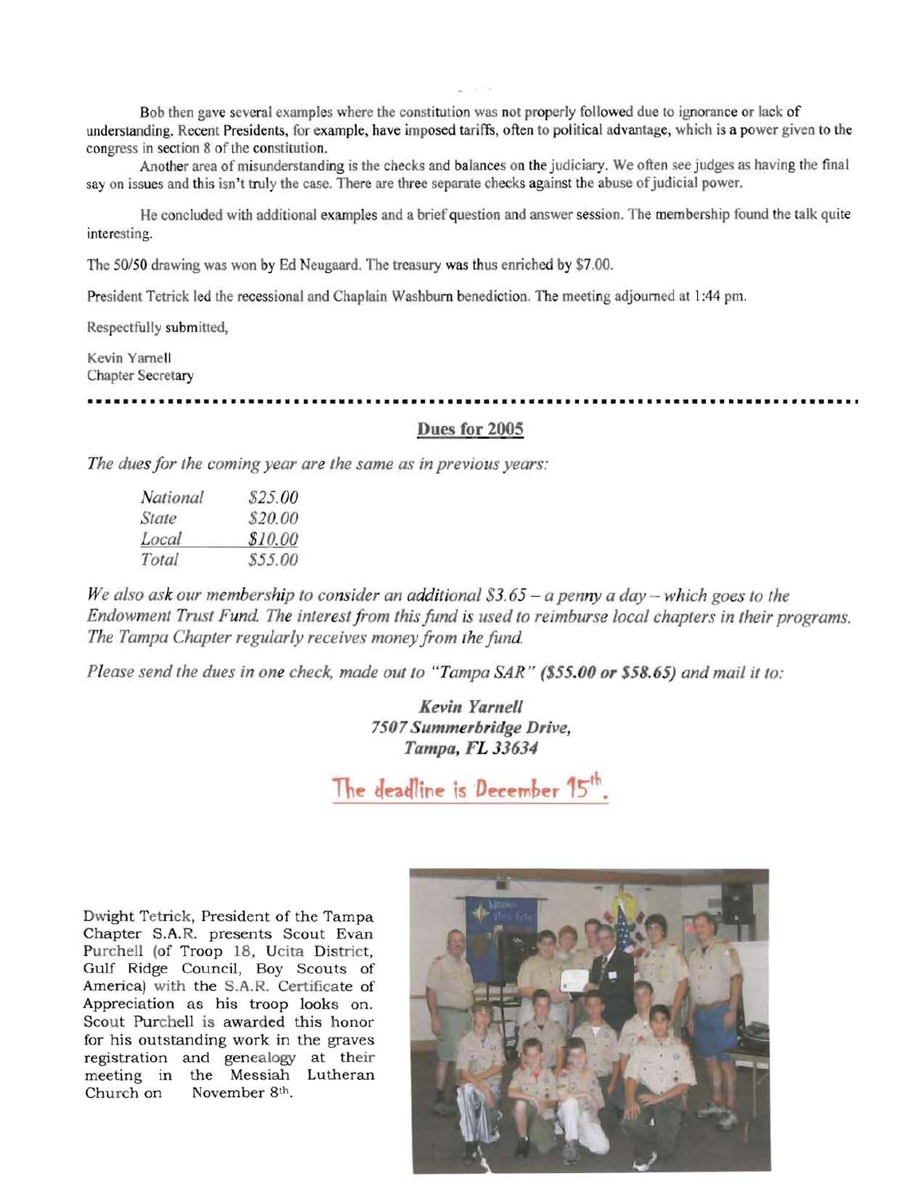Bob then gave several examples where the constitution was not properly followed due to ignorance or lack of understanding. Recent Presidents, for example, have imposed tariffs, often to political advantage, which is a power given to the congress in section 8 of the constitution.

Another area of misunderstanding is the checks and balances on the judiciary. We often see judges as having the final say on issues and this isn't truly the case. There are three separate checks against the abuse of judicial power.

He concluded with additional examples and a brief question and answer session. The membership found the talk quite interesting.

The 50/50 drawing was won by Ed Neugaard. The treasury was thus enriched by $7.00.

President Tetrick led the recessional and Chaplain Washburn benediction. The meeting adjourned at 1:44 pm.

Respectfully submitted,

Kevin Yarnell
Chapter Secretary

---

## Dues for 2005

*The dues for the coming year are the same as in previous years:*

| | |
|---|---|
| *National* | *$25.00* |
| *State* | *$20.00* |
| *Local* | *$10.00* |
| *Total* | *$55.00* |

*We also ask our membership to consider an additional $3.65 – a penny a day – which goes to the Endowment Trust Fund. The interest from this fund is used to reimburse local chapters in their programs. The Tampa Chapter regularly receives money from the fund.*

*Please send the dues in one check, made out to "Tampa SAR" **($55.00 or $58.65)** and mail it to:*

***Kevin Yarnell***
***7507 Summerbridge Drive,***
***Tampa, FL 33634***

The deadline is December 15th.

Dwight Tetrick, President of the Tampa Chapter S.A.R. presents Scout Evan Purchell (of Troop 18, Ucita District, Gulf Ridge Council, Boy Scouts of America) with the S.A.R. Certificate of Appreciation as his troop looks on. Scout Purchell is awarded this honor for his outstanding work in the graves registration and genealogy at their meeting in the Messiah Lutheran Church on November 8th.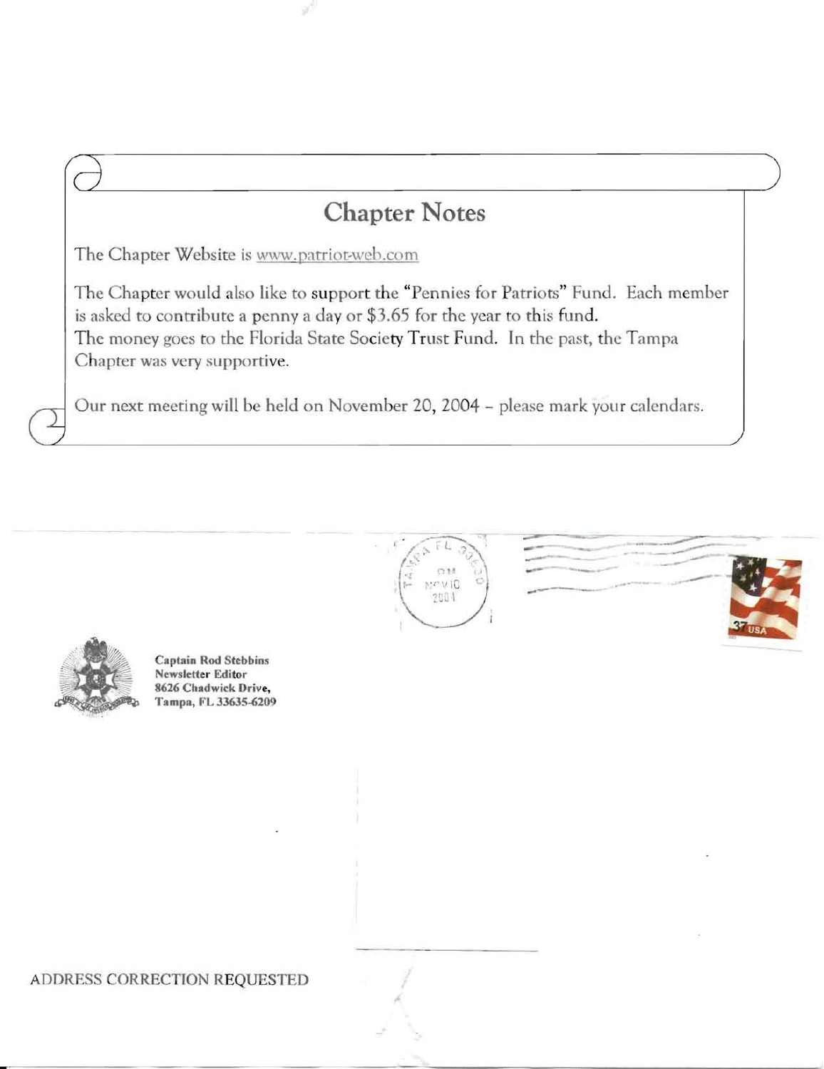## Chapter Notes

The Chapter Website is www.patriot-web.com

The Chapter would also like to support the "Pennies for Patriots" Fund. Each member is asked to contribute a penny a day or $3.65 for the year to this fund.
The money goes to the Florida State Society Trust Fund. In the past, the Tampa Chapter was very supportive.

Our next meeting will be held on November 20, 2004 – please mark your calendars.

TAMPA FL 336
PM
NOV 10
2004

37 USA

**Captain Rod Stebbins**
**Newsletter Editor**
**8626 Chadwick Drive,**
**Tampa, FL 33635-6209**

ADDRESS CORRECTION REQUESTED